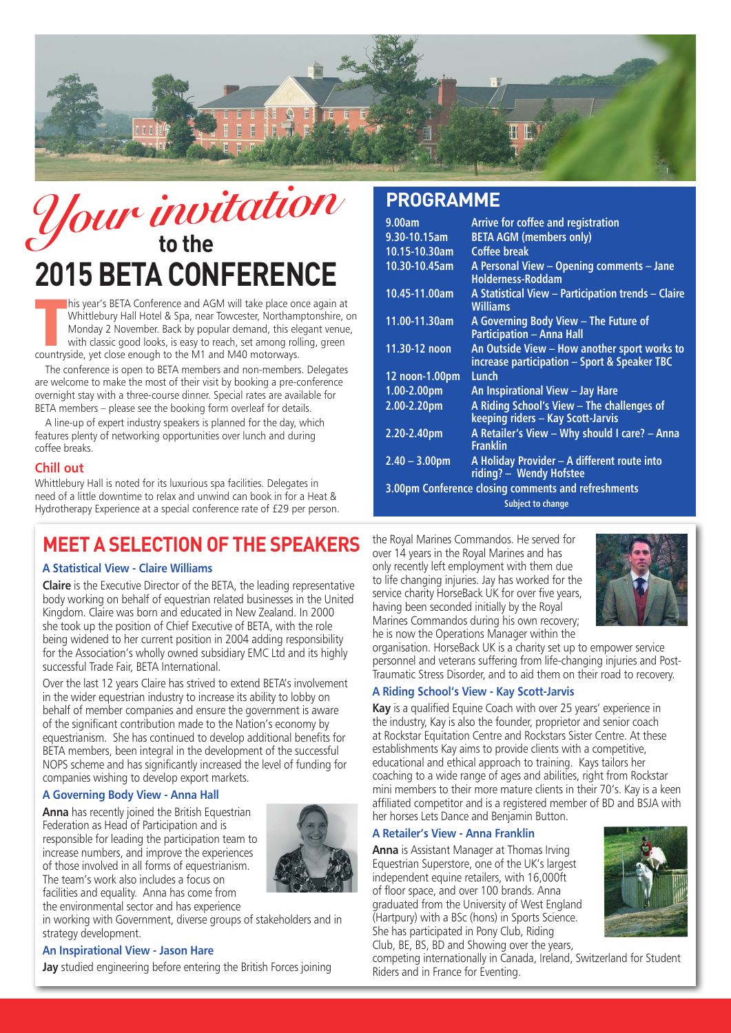# *Your invitation* to the 2015 BETA CONFERENCE

This year's BETA Conference and AGM will take place once again at Whittlebury Hall Hotel & Spa, near Towcester, Northamptonshire, on Monday 2 November. Back by popular demand, this elegant venue, with classic good looks, is easy to reach, set among rolling, green countryside, yet close enough to the M1 and M40 motorways.

The conference is open to BETA members and non-members. Delegates are welcome to make the most of their visit by booking a pre-conference overnight stay with a three-course dinner. Special rates are available for BETA members – please see the booking form overleaf for details.

A line-up of expert industry speakers is planned for the day, which features plenty of networking opportunities over lunch and during coffee breaks.

### Chill out

Whittlebury Hall is noted for its luxurious spa facilities. Delegates in need of a little downtime to relax and unwind can book in for a Heat & Hydrotherapy Experience at a special conference rate of £29 per person.

## PROGRAMME

| | |
|---|---|
| 9.00am | Arrive for coffee and registration |
| 9.30-10.15am | BETA AGM (members only) |
| 10.15-10.30am | Coffee break |
| 10.30-10.45am | A Personal View – Opening comments – Jane Holderness-Roddam |
| 10.45-11.00am | A Statistical View – Participation trends – Claire Williams |
| 11.00-11.30am | A Governing Body View – The Future of Participation – Anna Hall |
| 11.30-12 noon | An Outside View – How another sport works to increase participation – Sport & Speaker TBC |
| 12 noon-1.00pm | Lunch |
| 1.00-2.00pm | An Inspirational View – Jay Hare |
| 2.00-2.20pm | A Riding School's View – The challenges of keeping riders – Kay Scott-Jarvis |
| 2.20-2.40pm | A Retailer's View – Why should I care? – Anna Franklin |
| 2.40 – 3.00pm | A Holiday Provider – A different route into riding? – Wendy Hofstee |
| 3.00pm Conference closing comments and refreshments | |

Subject to change

## MEET A SELECTION OF THE SPEAKERS

### A Statistical View - Claire Williams

**Claire** is the Executive Director of the BETA, the leading representative body working on behalf of equestrian related businesses in the United Kingdom. Claire was born and educated in New Zealand. In 2000 she took up the position of Chief Executive of BETA, with the role being widened to her current position in 2004 adding responsibility for the Association's wholly owned subsidiary EMC Ltd and its highly successful Trade Fair, BETA International.

Over the last 12 years Claire has strived to extend BETA's involvement in the wider equestrian industry to increase its ability to lobby on behalf of member companies and ensure the government is aware of the significant contribution made to the Nation's economy by equestrianism. She has continued to develop additional benefits for BETA members, been integral in the development of the successful NOPS scheme and has significantly increased the level of funding for companies wishing to develop export markets.

### A Governing Body View - Anna Hall

**Anna** has recently joined the British Equestrian Federation as Head of Participation and is responsible for leading the participation team to increase numbers, and improve the experiences of those involved in all forms of equestrianism. The team's work also includes a focus on facilities and equality. Anna has come from the environmental sector and has experience in working with Government, diverse groups of stakeholders and in strategy development.

### An Inspirational View - Jason Hare

**Jay** studied engineering before entering the British Forces joining the Royal Marines Commandos. He served for over 14 years in the Royal Marines and has only recently left employment with them due to life changing injuries. Jay has worked for the service charity HorseBack UK for over five years, having been seconded initially by the Royal Marines Commandos during his own recovery; he is now the Operations Manager within the organisation. HorseBack UK is a charity set up to empower service personnel and veterans suffering from life-changing injuries and Post-Traumatic Stress Disorder, and to aid them on their road to recovery.

### A Riding School's View - Kay Scott-Jarvis

**Kay** is a qualified Equine Coach with over 25 years' experience in the industry, Kay is also the founder, proprietor and senior coach at Rockstar Equitation Centre and Rockstars Sister Centre. At these establishments Kay aims to provide clients with a competitive, educational and ethical approach to training. Kays tailors her coaching to a wide range of ages and abilities, right from Rockstar mini members to their more mature clients in their 70's. Kay is a keen affiliated competitor and is a registered member of BD and BSJA with her horses Lets Dance and Benjamin Button.

### A Retailer's View - Anna Franklin

**Anna** is Assistant Manager at Thomas Irving Equestrian Superstore, one of the UK's largest independent equine retailers, with 16,000ft of floor space, and over 100 brands. Anna graduated from the University of West England (Hartpury) with a BSc (hons) in Sports Science. She has participated in Pony Club, Riding Club, BE, BS, BD and Showing over the years, competing internationally in Canada, Ireland, Switzerland for Student Riders and in France for Eventing.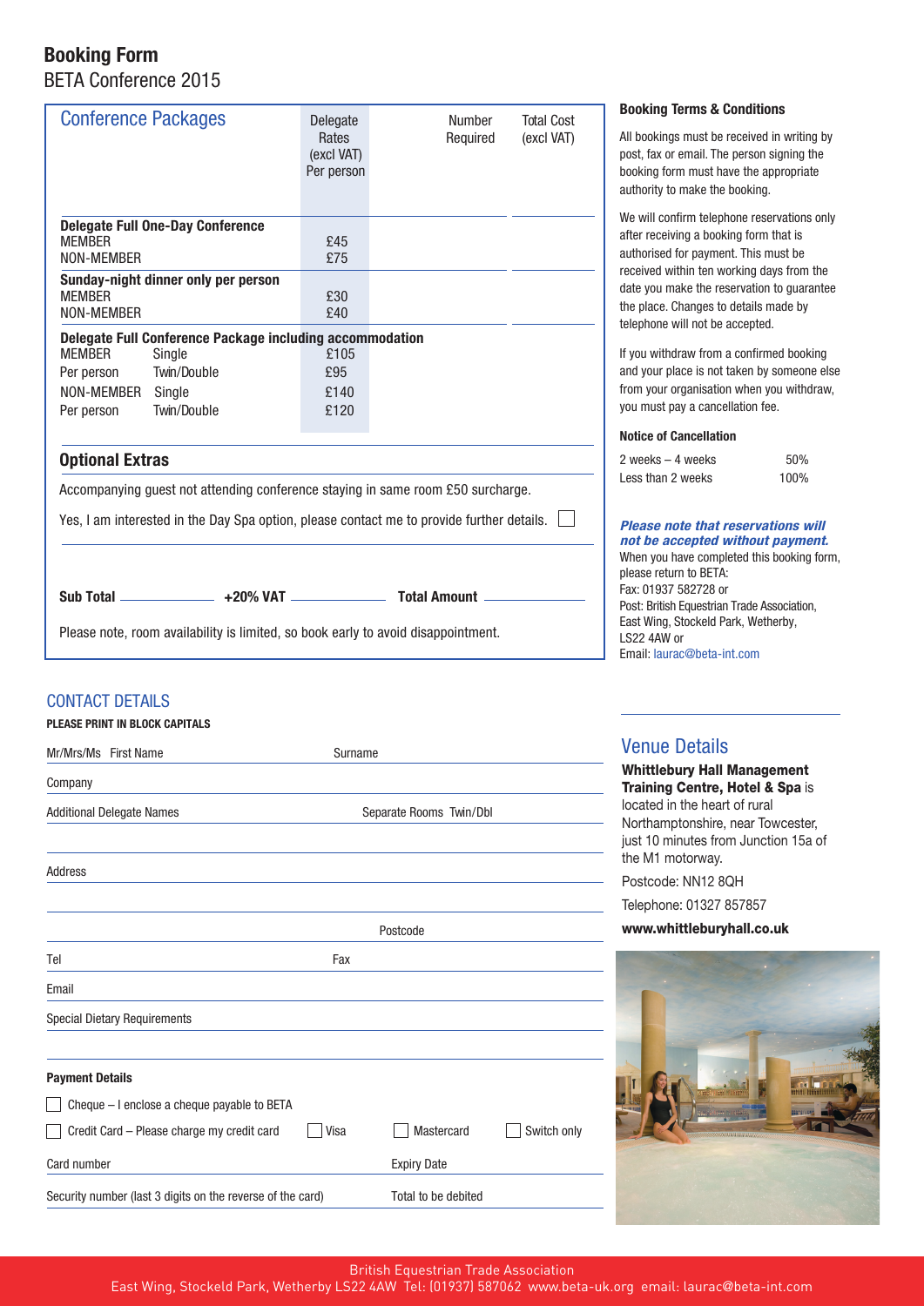# Booking Form

BETA Conference 2015

| Conference Packages | Delegate Rates (excl VAT) Per person | Number Required | Total Cost (excl VAT) |
|---|---|---|---|
| **Delegate Full One-Day Conference** | | | |
| MEMBER | £45 | | |
| NON-MEMBER | £75 | | |
| **Sunday-night dinner only per person** | | | |
| MEMBER | £30 | | |
| NON-MEMBER | £40 | | |
| **Delegate Full Conference Package including accommodation** | | | |
| MEMBER Single | £105 | | |
| Per person Twin/Double | £95 | | |
| NON-MEMBER Single | £140 | | |
| Per person Twin/Double | £120 | | |

## Optional Extras

Accompanying guest not attending conference staying in same room £50 surcharge.

Yes, I am interested in the Day Spa option, please contact me to provide further details. ☐

**Sub Total** \_\_\_\_\_\_\_\_\_\_ **+20% VAT** \_\_\_\_\_\_\_\_\_\_ **Total Amount** \_\_\_\_\_\_\_\_\_\_

Please note, room availability is limited, so book early to avoid disappointment.

## CONTACT DETAILS

**PLEASE PRINT IN BLOCK CAPITALS**

Mr/Mrs/Ms First Name  Surname

Company

Additional Delegate Names  Separate Rooms Twin/Dbl

Address

Postcode

Tel  Fax

Email

Special Dietary Requirements

**Payment Details**

☐ Cheque – I enclose a cheque payable to BETA

☐ Credit Card – Please charge my credit card ☐ Visa ☐ Mastercard ☐ Switch only

Card number  Expiry Date

Security number (last 3 digits on the reverse of the card)  Total to be debited

### Booking Terms & Conditions

All bookings must be received in writing by post, fax or email. The person signing the booking form must have the appropriate authority to make the booking.

We will confirm telephone reservations only after receiving a booking form that is authorised for payment. This must be received within ten working days from the date you make the reservation to guarantee the place. Changes to details made by telephone will not be accepted.

If you withdraw from a confirmed booking and your place is not taken by someone else from your organisation when you withdraw, you must pay a cancellation fee.

**Notice of Cancellation**

| | |
|---|---|
| 2 weeks – 4 weeks | 50% |
| Less than 2 weeks | 100% |

***Please note that reservations will not be accepted without payment.***

When you have completed this booking form, please return to BETA:

Fax: 01937 582728 or

Post: British Equestrian Trade Association, East Wing, Stockeld Park, Wetherby, LS22 4AW or

Email: laurac@beta-int.com

## Venue Details

**Whittlebury Hall Management Training Centre, Hotel & Spa** is located in the heart of rural Northamptonshire, near Towcester, just 10 minutes from Junction 15a of the M1 motorway.

Postcode: NN12 8QH

Telephone: 01327 857857

**www.whittleburyhall.co.uk**

British Equestrian Trade Association

East Wing, Stockeld Park, Wetherby LS22 4AW Tel: (01937) 587062 www.beta-uk.org email: laurac@beta-int.com